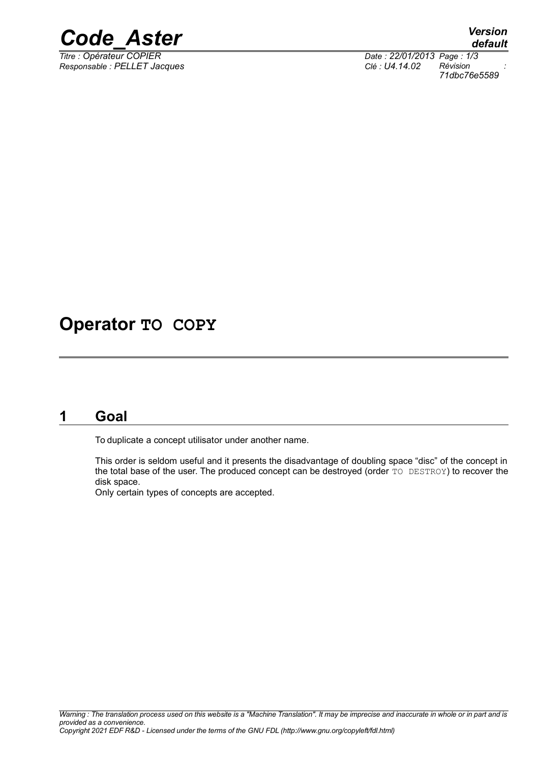# Operator TO COPY

## 1 Goal

To duplicate a concept utilisator under another name.

This order is seldom useful and it presents the disadvantage of doubling space "disc" of the concept in the total base of the user. The produced concept can be destroyed (order TO DESTROY) to recover the disk space.
Only certain types of concepts are accepted.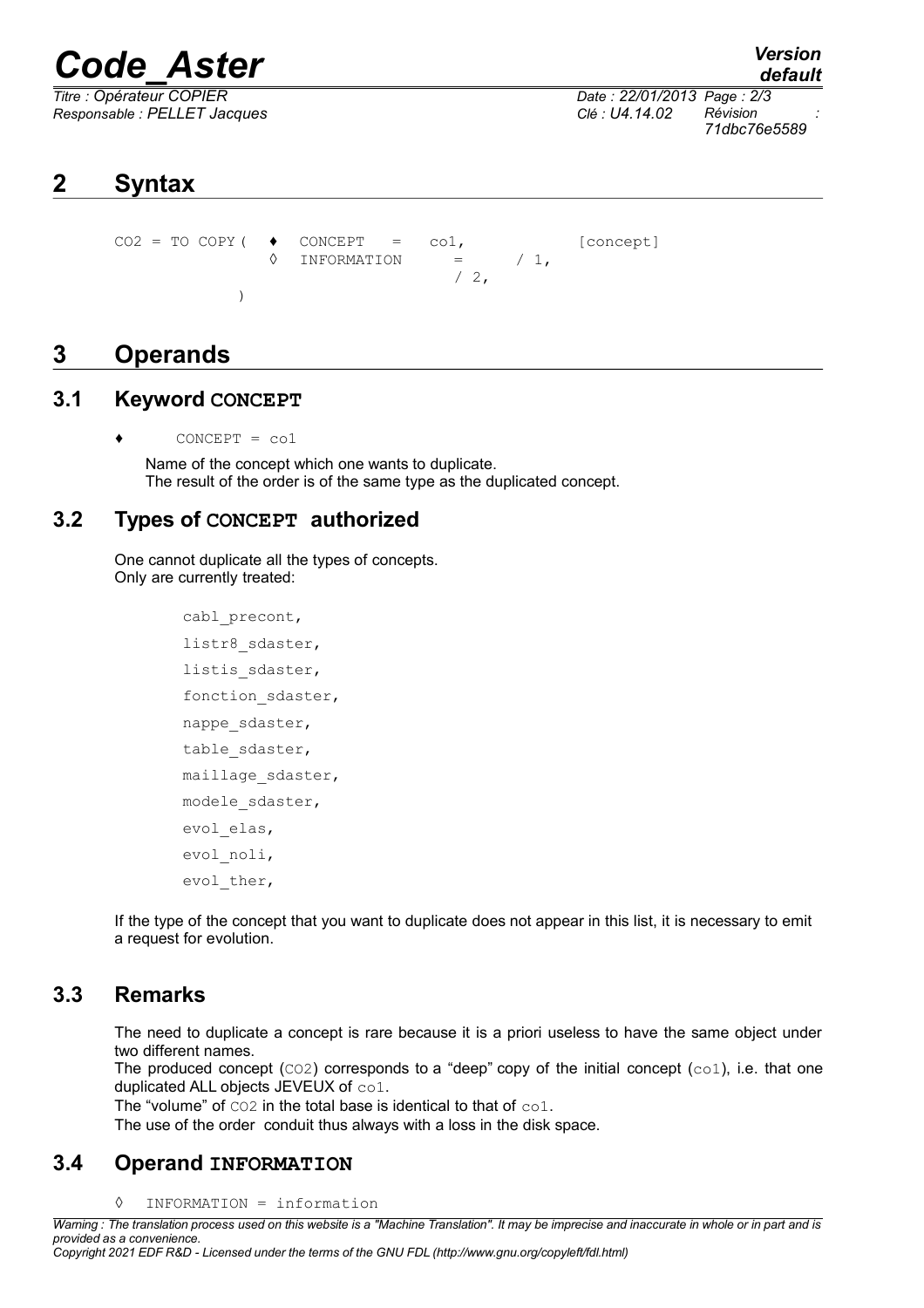# 2 Syntax

```
CO2 = TO COPY (  ♦  CONCEPT   =   co1,           [concept]
                 ◊  INFORMATION     =      / 1,
                                         / 2,
              )
```

# 3 Operands

## 3.1 Keyword CONCEPT

♦ CONCEPT = co1

Name of the concept which one wants to duplicate.
The result of the order is of the same type as the duplicated concept.

## 3.2 Types of CONCEPT authorized

One cannot duplicate all the types of concepts.
Only are currently treated:

```
cabl_precont,
listr8_sdaster,
listis_sdaster,
fonction_sdaster,
nappe_sdaster,
table_sdaster,
maillage_sdaster,
modele_sdaster,
evol_elas,
evol_noli,
evol_ther,
```

If the type of the concept that you want to duplicate does not appear in this list, it is necessary to emit a request for evolution.

## 3.3 Remarks

The need to duplicate a concept is rare because it is a priori useless to have the same object under two different names.
The produced concept (CO2) corresponds to a "deep" copy of the initial concept (co1), i.e. that one duplicated ALL objects JEVEUX of co1.
The "volume" of CO2 in the total base is identical to that of co1.
The use of the order conduit thus always with a loss in the disk space.

## 3.4 Operand INFORMATION

◊ INFORMATION = information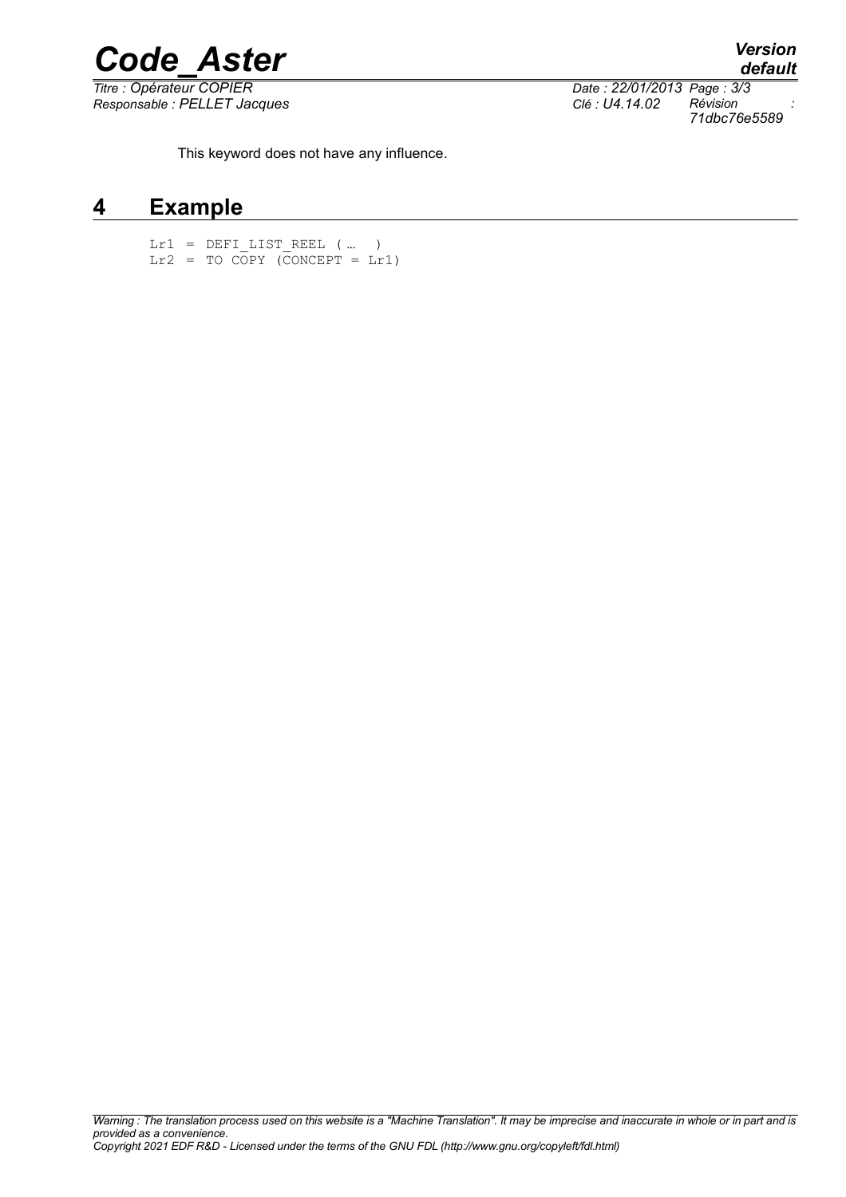This keyword does not have any influence.

# 4 Example

```
Lr1 = DEFI_LIST_REEL ( … )
Lr2 = TO COPY (CONCEPT = Lr1)
```